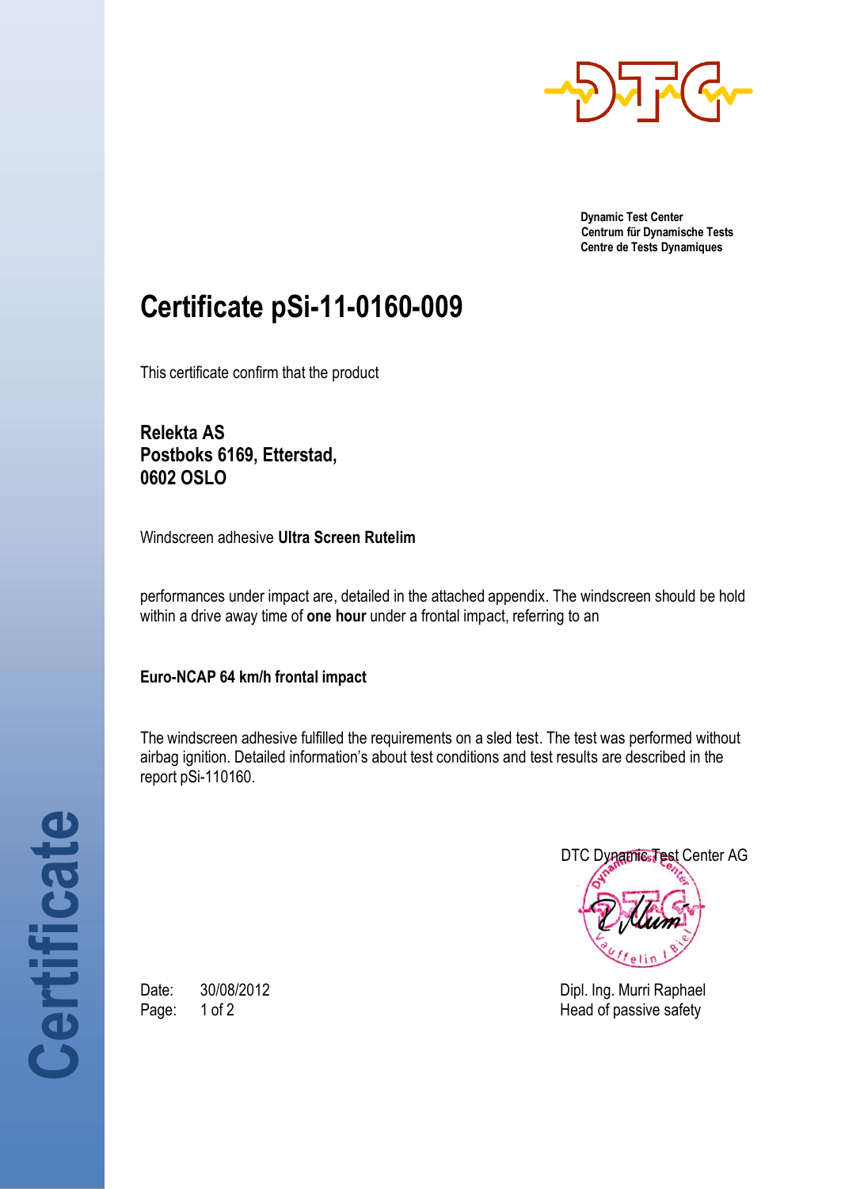Dynamic Test Center
Centrum für Dynamische Tests
Centre de Tests Dynamiques

# Certificate pSi-11-0160-009

This certificate confirm that the product

**Relekta AS**
**Postboks 6169, Etterstad,**
**0602 OSLO**

Windscreen adhesive **Ultra Screen Rutelim**

performances under impact are, detailed in the attached appendix. The windscreen should be hold within a drive away time of **one hour** under a frontal impact, referring to an

**Euro-NCAP 64 km/h frontal impact**

The windscreen adhesive fulfilled the requirements on a sled test. The test was performed without airbag ignition. Detailed information's about test conditions and test results are described in the report pSi-110160.

DTC Dynamic Test Center AG

Dipl. Ing. Murri Raphael
Head of passive safety

Date: 30/08/2012

Certificate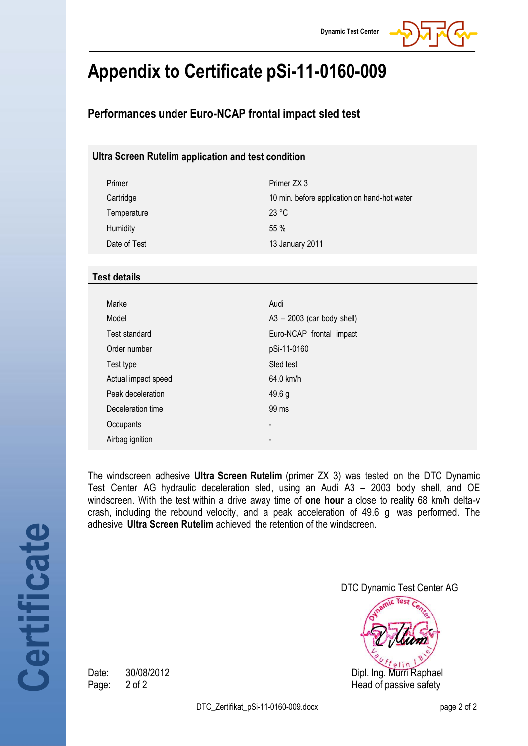# Appendix to Certificate pSi-11-0160-009

## Performances under Euro-NCAP frontal impact sled test

### Ultra Screen Rutelim application and test condition

| | |
|---|---|
| Primer | Primer ZX 3 |
| Cartridge | 10 min. before application on hand-hot water |
| Temperature | 23 °C |
| Humidity | 55 % |
| Date of Test | 13 January 2011 |

### Test details

| | |
|---|---|
| Marke | Audi |
| Model | A3 – 2003 (car body shell) |
| Test standard | Euro-NCAP frontal impact |
| Order number | pSi-11-0160 |
| Test type | Sled test |
| Actual impact speed | 64.0 km/h |
| Peak deceleration | 49.6 g |
| Deceleration time | 99 ms |
| Occupants | - |
| Airbag ignition | - |

The windscreen adhesive **Ultra Screen Rutelim** (primer ZX 3) was tested on the DTC Dynamic Test Center AG hydraulic deceleration sled, using an Audi A3 – 2003 body shell, and OE windscreen. With the test within a drive away time of **one hour** a close to reality 68 km/h delta-v crash, including the rebound velocity, and a peak acceleration of 49.6 g was performed. The adhesive **Ultra Screen Rutelim** achieved the retention of the windscreen.

DTC Dynamic Test Center AG

Dipl. Ing. Murri Raphael
Head of passive safety

Date: 30/08/2012
Page: 2 of 2

DTC_Zertifikat_pSi-11-0160-009.docx